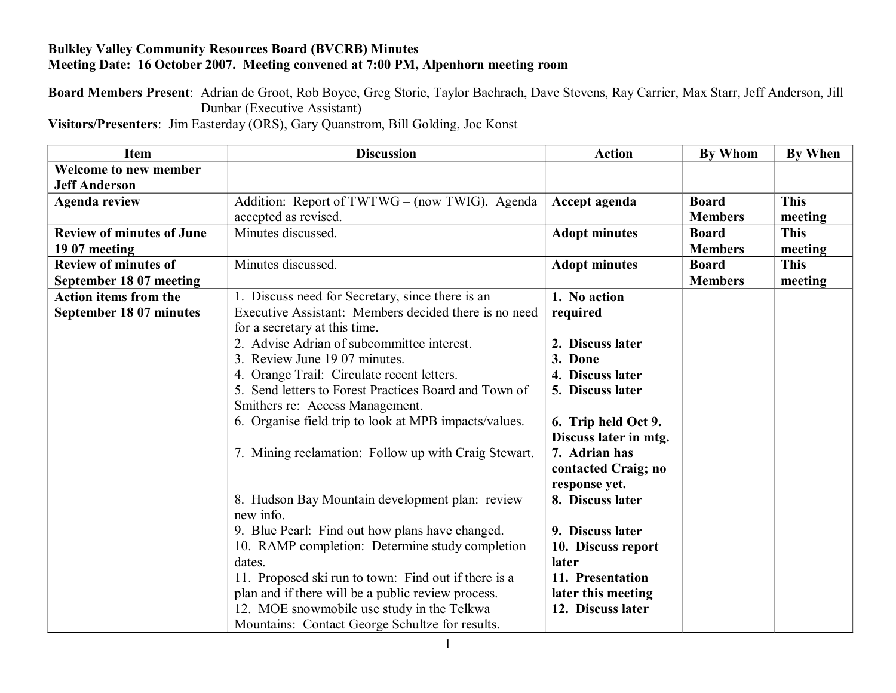**Bulkley Valley Community Resources Board (BVCRB) Minutes**
**Meeting Date: 16 October 2007. Meeting convened at 7:00 PM, Alpenhorn meeting room**

**Board Members Present**: Adrian de Groot, Rob Boyce, Greg Storie, Taylor Bachrach, Dave Stevens, Ray Carrier, Max Starr, Jeff Anderson, Jill Dunbar (Executive Assistant)
**Visitors/Presenters**: Jim Easterday (ORS), Gary Quanstrom, Bill Golding, Joc Konst

| Item | Discussion | Action | By Whom | By When |
|---|---|---|---|---|
| **Welcome to new member Jeff Anderson** | | | | |
| **Agenda review** | Addition: Report of TWTWG – (now TWIG). Agenda accepted as revised. | **Accept agenda** | **Board Members** | **This meeting** |
| **Review of minutes of June 19 07 meeting** | Minutes discussed. | **Adopt minutes** | **Board Members** | **This meeting** |
| **Review of minutes of September 18 07 meeting** | Minutes discussed. | **Adopt minutes** | **Board Members** | **This meeting** |
| **Action items from the September 18 07 minutes** | 1. Discuss need for Secretary, since there is an Executive Assistant: Members decided there is no need for a secretary at this time.<br>2. Advise Adrian of subcommittee interest.<br>3. Review June 19 07 minutes.<br>4. Orange Trail: Circulate recent letters.<br>5. Send letters to Forest Practices Board and Town of Smithers re: Access Management.<br>6. Organise field trip to look at MPB impacts/values.<br>7. Mining reclamation: Follow up with Craig Stewart.<br>8. Hudson Bay Mountain development plan: review new info.<br>9. Blue Pearl: Find out how plans have changed.<br>10. RAMP completion: Determine study completion dates.<br>11. Proposed ski run to town: Find out if there is a plan and if there will be a public review process.<br>12. MOE snowmobile use study in the Telkwa Mountains: Contact George Schultze for results. | **1. No action required**<br>**2. Discuss later**<br>**3. Done**<br>**4. Discuss later**<br>**5. Discuss later**<br>**6. Trip held Oct 9. Discuss later in mtg.**<br>**7. Adrian has contacted Craig; no response yet.**<br>**8. Discuss later**<br>**9. Discuss later**<br>**10. Discuss report later**<br>**11. Presentation later this meeting**<br>**12. Discuss later** | | |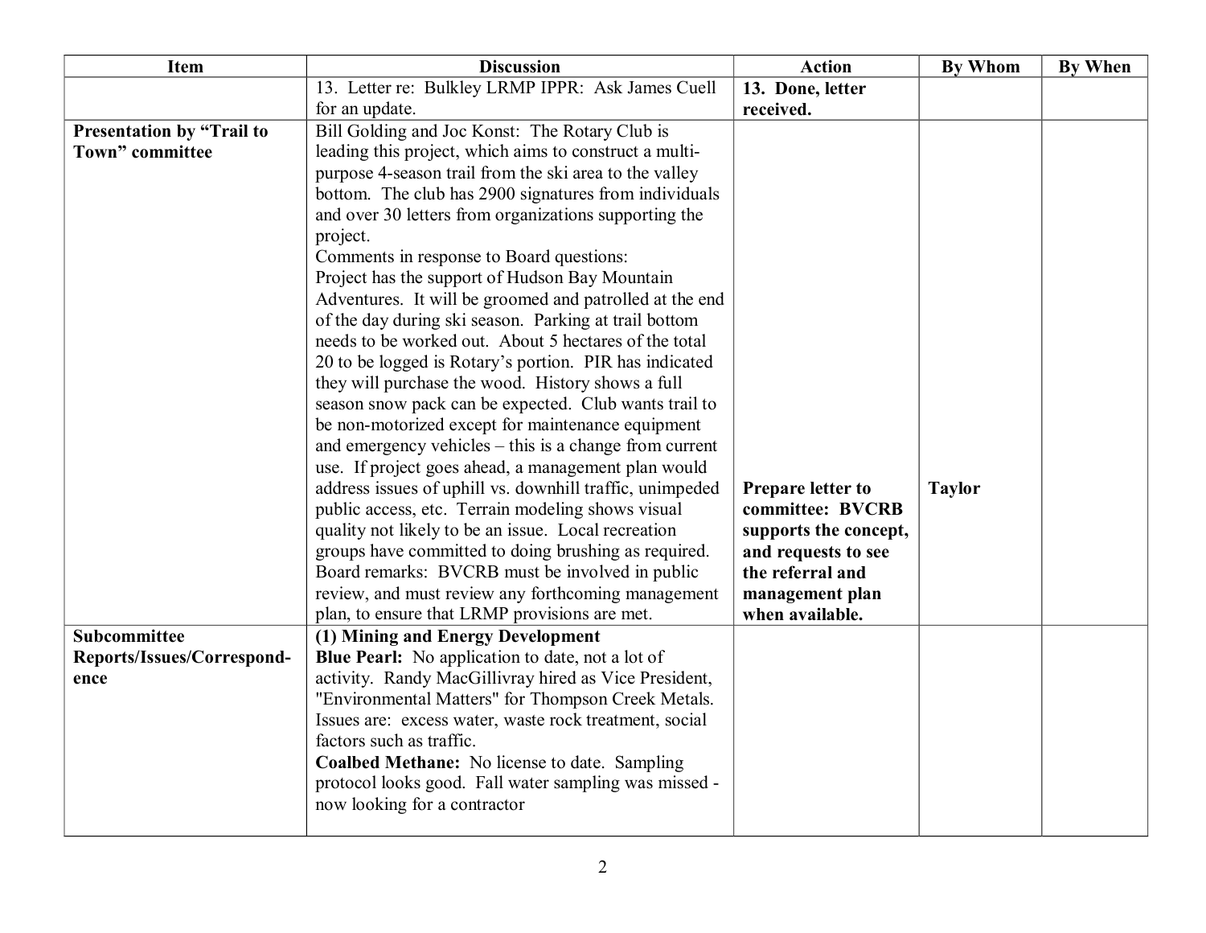| Item | Discussion | Action | By Whom | By When |
|---|---|---|---|---|
| | 13. Letter re: Bulkley LRMP IPPR: Ask James Cuell for an update. | **13. Done, letter received.** | | |
| **Presentation by "Trail to Town" committee** | Bill Golding and Joc Konst: The Rotary Club is leading this project, which aims to construct a multi-purpose 4-season trail from the ski area to the valley bottom. The club has 2900 signatures from individuals and over 30 letters from organizations supporting the project.<br>Comments in response to Board questions:<br>Project has the support of Hudson Bay Mountain Adventures. It will be groomed and patrolled at the end of the day during ski season. Parking at trail bottom needs to be worked out. About 5 hectares of the total 20 to be logged is Rotary's portion. PIR has indicated they will purchase the wood. History shows a full season snow pack can be expected. Club wants trail to be non-motorized except for maintenance equipment and emergency vehicles – this is a change from current use. If project goes ahead, a management plan would address issues of uphill vs. downhill traffic, unimpeded public access, etc. Terrain modeling shows visual quality not likely to be an issue. Local recreation groups have committed to doing brushing as required.<br>Board remarks: BVCRB must be involved in public review, and must review any forthcoming management plan, to ensure that LRMP provisions are met. | **Prepare letter to committee: BVCRB supports the concept, and requests to see the referral and management plan when available.** | **Taylor** | |
| **Subcommittee Reports/Issues/Correspond-ence** | **(1) Mining and Energy Development**<br>**Blue Pearl:** No application to date, not a lot of activity. Randy MacGillivray hired as Vice President, "Environmental Matters" for Thompson Creek Metals. Issues are: excess water, waste rock treatment, social factors such as traffic.<br>**Coalbed Methane:** No license to date. Sampling protocol looks good. Fall water sampling was missed - now looking for a contractor | | | |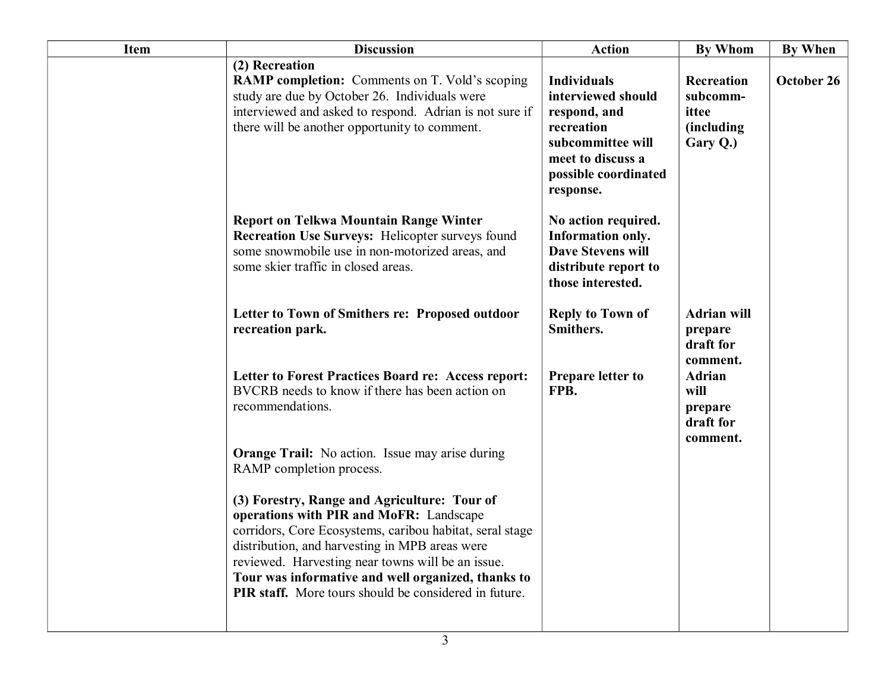| Item | Discussion | Action | By Whom | By When |
|---|---|---|---|---|
| | **(2) Recreation** **RAMP completion:** Comments on T. Vold's scoping study are due by October 26. Individuals were interviewed and asked to respond. Adrian is not sure if there will be another opportunity to comment. | **Individuals interviewed should respond, and recreation subcommittee will meet to discuss a possible coordinated response.** | **Recreation subcomm-ittee (including Gary Q.)** | **October 26** |
| | **Report on Telkwa Mountain Range Winter Recreation Use Surveys:** Helicopter surveys found some snowmobile use in non-motorized areas, and some skier traffic in closed areas. | **No action required. Information only. Dave Stevens will distribute report to those interested.** | | |
| | **Letter to Town of Smithers re: Proposed outdoor recreation park.** | **Reply to Town of Smithers.** | **Adrian will prepare draft for comment.** | |
| | **Letter to Forest Practices Board re: Access report:** BVCRB needs to know if there has been action on recommendations. | **Prepare letter to FPB.** | **Adrian will prepare draft for comment.** | |
| | **Orange Trail:** No action. Issue may arise during RAMP completion process. | | | |
| | **(3) Forestry, Range and Agriculture: Tour of operations with PIR and MoFR:** Landscape corridors, Core Ecosystems, caribou habitat, seral stage distribution, and harvesting in MPB areas were reviewed. Harvesting near towns will be an issue. **Tour was informative and well organized, thanks to PIR staff.** More tours should be considered in future. | | | |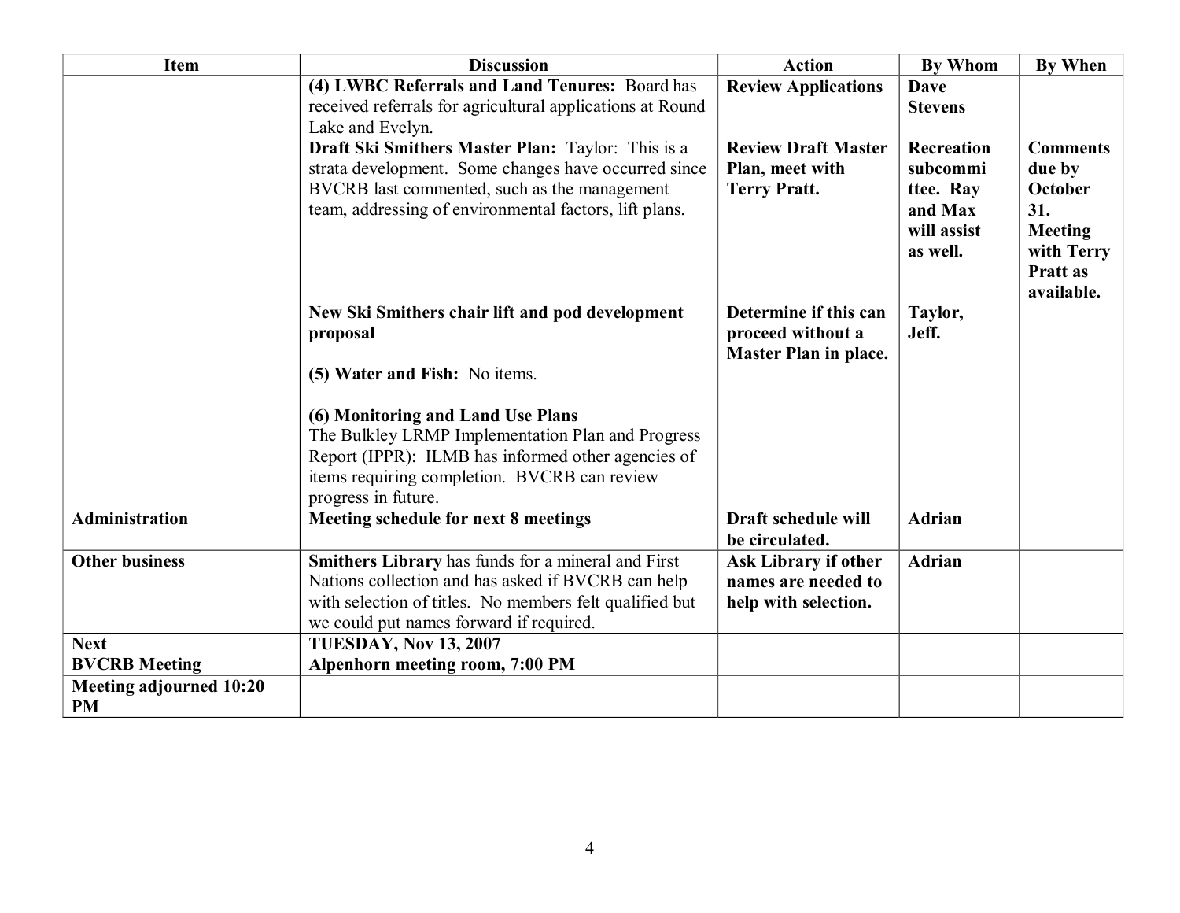| Item | Discussion | Action | By Whom | By When |
|---|---|---|---|---|
| | **(4) LWBC Referrals and Land Tenures:** Board has received referrals for agricultural applications at Round Lake and Evelyn. | **Review Applications** | **Dave Stevens** | |
| | **Draft Ski Smithers Master Plan:** Taylor: This is a strata development. Some changes have occurred since BVCRB last commented, such as the management team, addressing of environmental factors, lift plans. | **Review Draft Master Plan, meet with Terry Pratt.** | **Recreation subcommittee. Ray and Max will assist as well.** | **Comments due by October 31. Meeting with Terry Pratt as available.** |
| | **New Ski Smithers chair lift and pod development proposal**<br><br>**(5) Water and Fish:** No items.<br><br>**(6) Monitoring and Land Use Plans**<br>The Bulkley LRMP Implementation Plan and Progress Report (IPPR): ILMB has informed other agencies of items requiring completion. BVCRB can review progress in future. | **Determine if this can proceed without a Master Plan in place.** | **Taylor, Jeff.** | |
| **Administration** | **Meeting schedule for next 8 meetings** | **Draft schedule will be circulated.** | **Adrian** | |
| **Other business** | **Smithers Library** has funds for a mineral and First Nations collection and has asked if BVCRB can help with selection of titles. No members felt qualified but we could put names forward if required. | **Ask Library if other names are needed to help with selection.** | **Adrian** | |
| **Next BVCRB Meeting** | **TUESDAY, Nov 13, 2007**<br>**Alpenhorn meeting room, 7:00 PM** | | | |
| **Meeting adjourned 10:20 PM** | | | | |